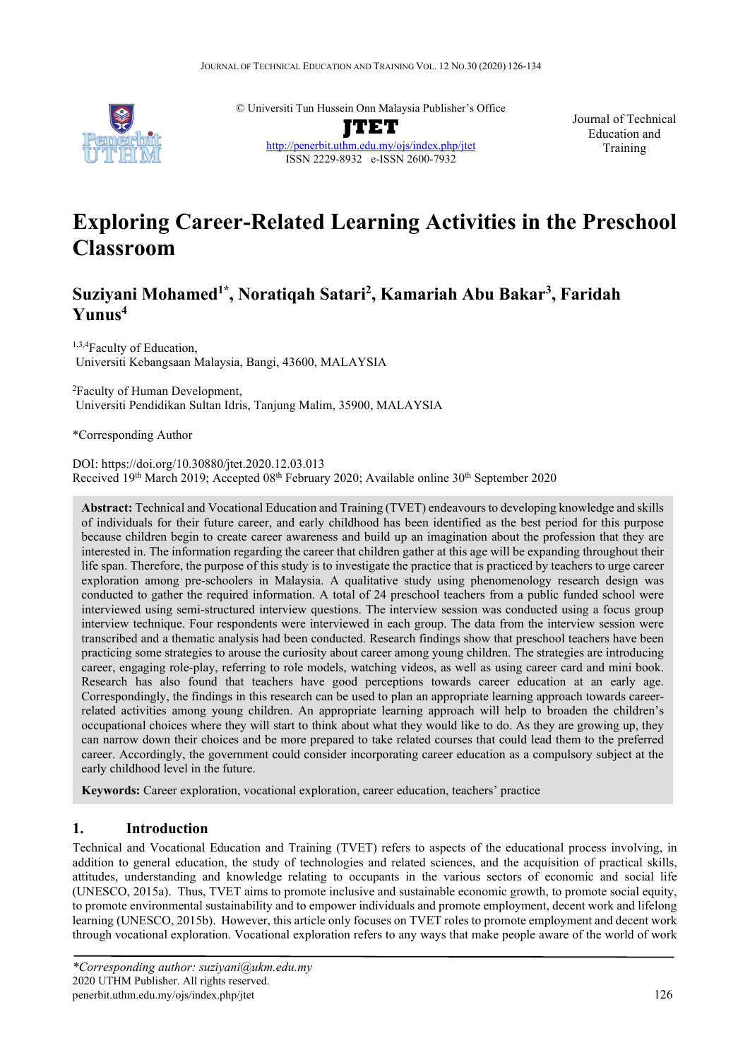© Universiti Tun Hussein Onn Malaysia Publisher's Office

**JTET**

http://penerbit.uthm.edu.my/ojs/index.php/jtet

ISSN 2229-8932 e-ISSN 2600-7932

Journal of Technical Education and Training

# Exploring Career-Related Learning Activities in the Preschool Classroom

## Suziyani Mohamed[1*], Noratiqah Satari[2], Kamariah Abu Bakar[3], Faridah Yunus[4]

[1,3,4]Faculty of Education,
Universiti Kebangsaan Malaysia, Bangi, 43600, MALAYSIA

[2]Faculty of Human Development,
Universiti Pendidikan Sultan Idris, Tanjung Malim, 35900, MALAYSIA

*Corresponding Author

DOI: https://doi.org/10.30880/jtet.2020.12.03.013
Received 19th March 2019; Accepted 08th February 2020; Available online 30th September 2020

**Abstract:** Technical and Vocational Education and Training (TVET) endeavours to developing knowledge and skills of individuals for their future career, and early childhood has been identified as the best period for this purpose because children begin to create career awareness and build up an imagination about the profession that they are interested in. The information regarding the career that children gather at this age will be expanding throughout their life span. Therefore, the purpose of this study is to investigate the practice that is practiced by teachers to urge career exploration among pre-schoolers in Malaysia. A qualitative study using phenomenology research design was conducted to gather the required information. A total of 24 preschool teachers from a public funded school were interviewed using semi-structured interview questions. The interview session was conducted using a focus group interview technique. Four respondents were interviewed in each group. The data from the interview session were transcribed and a thematic analysis had been conducted. Research findings show that preschool teachers have been practicing some strategies to arouse the curiosity about career among young children. The strategies are introducing career, engaging role-play, referring to role models, watching videos, as well as using career card and mini book. Research has also found that teachers have good perceptions towards career education at an early age. Correspondingly, the findings in this research can be used to plan an appropriate learning approach towards career-related activities among young children. An appropriate learning approach will help to broaden the children's occupational choices where they will start to think about what they would like to do. As they are growing up, they can narrow down their choices and be more prepared to take related courses that could lead them to the preferred career. Accordingly, the government could consider incorporating career education as a compulsory subject at the early childhood level in the future.

**Keywords:** Career exploration, vocational exploration, career education, teachers' practice

## 1. Introduction

Technical and Vocational Education and Training (TVET) refers to aspects of the educational process involving, in addition to general education, the study of technologies and related sciences, and the acquisition of practical skills, attitudes, understanding and knowledge relating to occupants in the various sectors of economic and social life (UNESCO, 2015a). Thus, TVET aims to promote inclusive and sustainable economic growth, to promote social equity, to promote environmental sustainability and to empower individuals and promote employment, decent work and lifelong learning (UNESCO, 2015b). However, this article only focuses on TVET roles to promote employment and decent work through vocational exploration. Vocational exploration refers to any ways that make people aware of the world of work

*\*Corresponding author: suziyani@ukm.edu.my*
2020 UTHM Publisher. All rights reserved.
penerbit.uthm.edu.my/ojs/index.php/jtet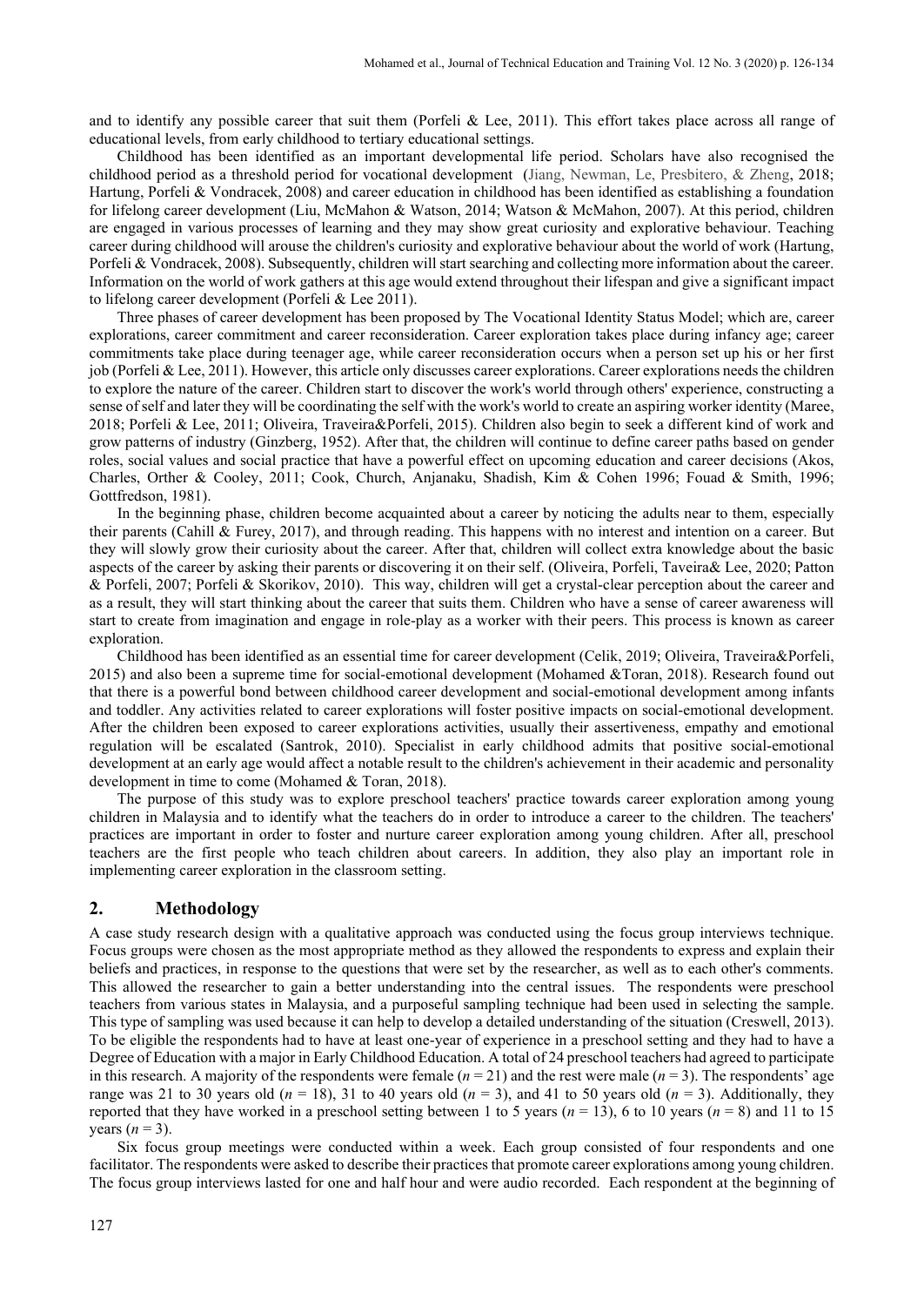and to identify any possible career that suit them (Porfeli & Lee, 2011). This effort takes place across all range of educational levels, from early childhood to tertiary educational settings.

Childhood has been identified as an important developmental life period. Scholars have also recognised the childhood period as a threshold period for vocational development (Jiang, Newman, Le, Presbitero, & Zheng, 2018; Hartung, Porfeli & Vondracek, 2008) and career education in childhood has been identified as establishing a foundation for lifelong career development (Liu, McMahon & Watson, 2014; Watson & McMahon, 2007). At this period, children are engaged in various processes of learning and they may show great curiosity and explorative behaviour. Teaching career during childhood will arouse the children's curiosity and explorative behaviour about the world of work (Hartung, Porfeli & Vondracek, 2008). Subsequently, children will start searching and collecting more information about the career. Information on the world of work gathers at this age would extend throughout their lifespan and give a significant impact to lifelong career development (Porfeli & Lee 2011).

Three phases of career development has been proposed by The Vocational Identity Status Model; which are, career explorations, career commitment and career reconsideration. Career exploration takes place during infancy age; career commitments take place during teenager age, while career reconsideration occurs when a person set up his or her first job (Porfeli & Lee, 2011). However, this article only discusses career explorations. Career explorations needs the children to explore the nature of the career. Children start to discover the work's world through others' experience, constructing a sense of self and later they will be coordinating the self with the work's world to create an aspiring worker identity (Maree, 2018; Porfeli & Lee, 2011; Oliveira, Traveira&Porfeli, 2015). Children also begin to seek a different kind of work and grow patterns of industry (Ginzberg, 1952). After that, the children will continue to define career paths based on gender roles, social values and social practice that have a powerful effect on upcoming education and career decisions (Akos, Charles, Orther & Cooley, 2011; Cook, Church, Anjanaku, Shadish, Kim & Cohen 1996; Fouad & Smith, 1996; Gottfredson, 1981).

In the beginning phase, children become acquainted about a career by noticing the adults near to them, especially their parents (Cahill & Furey, 2017), and through reading. This happens with no interest and intention on a career. But they will slowly grow their curiosity about the career. After that, children will collect extra knowledge about the basic aspects of the career by asking their parents or discovering it on their self. (Oliveira, Porfeli, Taveira& Lee, 2020; Patton & Porfeli, 2007; Porfeli & Skorikov, 2010). This way, children will get a crystal-clear perception about the career and as a result, they will start thinking about the career that suits them. Children who have a sense of career awareness will start to create from imagination and engage in role-play as a worker with their peers. This process is known as career exploration.

Childhood has been identified as an essential time for career development (Celik, 2019; Oliveira, Traveira&Porfeli, 2015) and also been a supreme time for social-emotional development (Mohamed &Toran, 2018). Research found out that there is a powerful bond between childhood career development and social-emotional development among infants and toddler. Any activities related to career explorations will foster positive impacts on social-emotional development. After the children been exposed to career explorations activities, usually their assertiveness, empathy and emotional regulation will be escalated (Santrok, 2010). Specialist in early childhood admits that positive social-emotional development at an early age would affect a notable result to the children's achievement in their academic and personality development in time to come (Mohamed & Toran, 2018).

The purpose of this study was to explore preschool teachers' practice towards career exploration among young children in Malaysia and to identify what the teachers do in order to introduce a career to the children. The teachers' practices are important in order to foster and nurture career exploration among young children. After all, preschool teachers are the first people who teach children about careers. In addition, they also play an important role in implementing career exploration in the classroom setting.

## 2. Methodology

A case study research design with a qualitative approach was conducted using the focus group interviews technique. Focus groups were chosen as the most appropriate method as they allowed the respondents to express and explain their beliefs and practices, in response to the questions that were set by the researcher, as well as to each other's comments. This allowed the researcher to gain a better understanding into the central issues. The respondents were preschool teachers from various states in Malaysia, and a purposeful sampling technique had been used in selecting the sample. This type of sampling was used because it can help to develop a detailed understanding of the situation (Creswell, 2013). To be eligible the respondents had to have at least one-year of experience in a preschool setting and they had to have a Degree of Education with a major in Early Childhood Education. A total of 24 preschool teachers had agreed to participate in this research. A majority of the respondents were female ($n = 21$) and the rest were male ($n = 3$). The respondents' age range was 21 to 30 years old ($n = 18$), 31 to 40 years old ($n = 3$), and 41 to 50 years old ($n = 3$). Additionally, they reported that they have worked in a preschool setting between 1 to 5 years ($n = 13$), 6 to 10 years ($n = 8$) and 11 to 15 years ($n = 3$).

Six focus group meetings were conducted within a week. Each group consisted of four respondents and one facilitator. The respondents were asked to describe their practices that promote career explorations among young children. The focus group interviews lasted for one and half hour and were audio recorded. Each respondent at the beginning of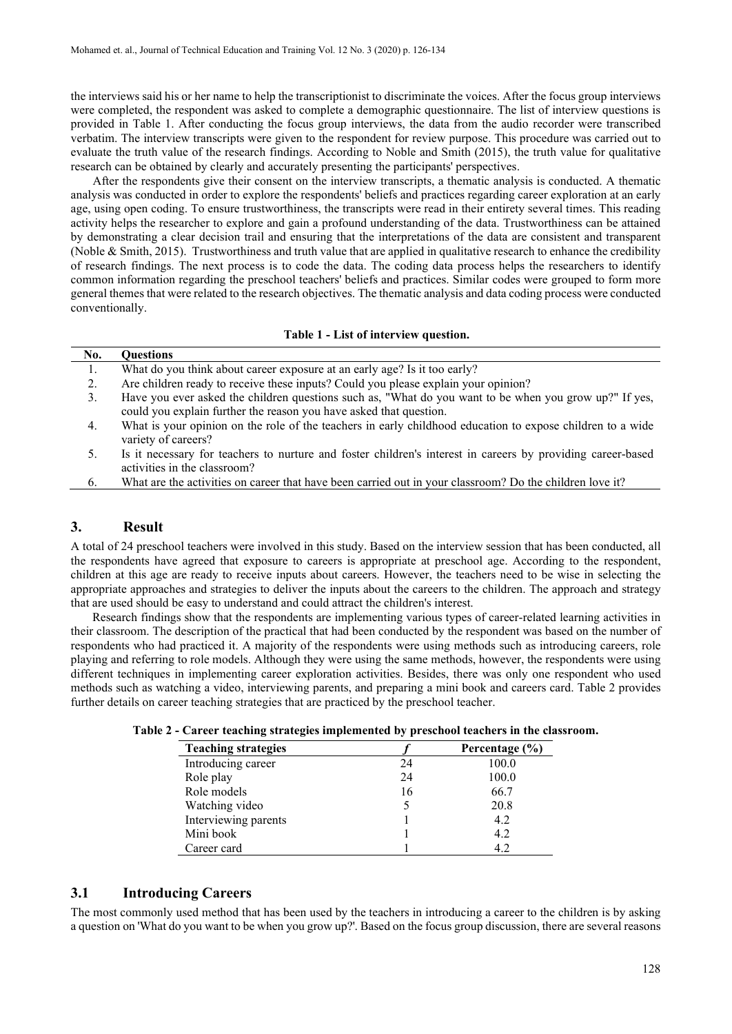the interviews said his or her name to help the transcriptionist to discriminate the voices. After the focus group interviews were completed, the respondent was asked to complete a demographic questionnaire. The list of interview questions is provided in Table 1. After conducting the focus group interviews, the data from the audio recorder were transcribed verbatim. The interview transcripts were given to the respondent for review purpose. This procedure was carried out to evaluate the truth value of the research findings. According to Noble and Smith (2015), the truth value for qualitative research can be obtained by clearly and accurately presenting the participants' perspectives.

After the respondents give their consent on the interview transcripts, a thematic analysis is conducted. A thematic analysis was conducted in order to explore the respondents' beliefs and practices regarding career exploration at an early age, using open coding. To ensure trustworthiness, the transcripts were read in their entirety several times. This reading activity helps the researcher to explore and gain a profound understanding of the data. Trustworthiness can be attained by demonstrating a clear decision trail and ensuring that the interpretations of the data are consistent and transparent (Noble & Smith, 2015). Trustworthiness and truth value that are applied in qualitative research to enhance the credibility of research findings. The next process is to code the data. The coding data process helps the researchers to identify common information regarding the preschool teachers' beliefs and practices. Similar codes were grouped to form more general themes that were related to the research objectives. The thematic analysis and data coding process were conducted conventionally.

**Table 1 - List of interview question.**

| No. | Questions |
|---|---|
| 1. | What do you think about career exposure at an early age? Is it too early? |
| 2. | Are children ready to receive these inputs? Could you please explain your opinion? |
| 3. | Have you ever asked the children questions such as, "What do you want to be when you grow up?" If yes, could you explain further the reason you have asked that question. |
| 4. | What is your opinion on the role of the teachers in early childhood education to expose children to a wide variety of careers? |
| 5. | Is it necessary for teachers to nurture and foster children's interest in careers by providing career-based activities in the classroom? |
| 6. | What are the activities on career that have been carried out in your classroom? Do the children love it? |

## 3. Result

A total of 24 preschool teachers were involved in this study. Based on the interview session that has been conducted, all the respondents have agreed that exposure to careers is appropriate at preschool age. According to the respondent, children at this age are ready to receive inputs about careers. However, the teachers need to be wise in selecting the appropriate approaches and strategies to deliver the inputs about the careers to the children. The approach and strategy that are used should be easy to understand and could attract the children's interest.

Research findings show that the respondents are implementing various types of career-related learning activities in their classroom. The description of the practical that had been conducted by the respondent was based on the number of respondents who had practiced it. A majority of the respondents were using methods such as introducing careers, role playing and referring to role models. Although they were using the same methods, however, the respondents were using different techniques in implementing career exploration activities. Besides, there was only one respondent who used methods such as watching a video, interviewing parents, and preparing a mini book and careers card. Table 2 provides further details on career teaching strategies that are practiced by the preschool teacher.

**Table 2 - Career teaching strategies implemented by preschool teachers in the classroom.**

| Teaching strategies | *f* | Percentage (%) |
|---|---|---|
| Introducing career | 24 | 100.0 |
| Role play | 24 | 100.0 |
| Role models | 16 | 66.7 |
| Watching video | 5 | 20.8 |
| Interviewing parents | 1 | 4.2 |
| Mini book | 1 | 4.2 |
| Career card | 1 | 4.2 |

### 3.1 Introducing Careers

The most commonly used method that has been used by the teachers in introducing a career to the children is by asking a question on 'What do you want to be when you grow up?'. Based on the focus group discussion, there are several reasons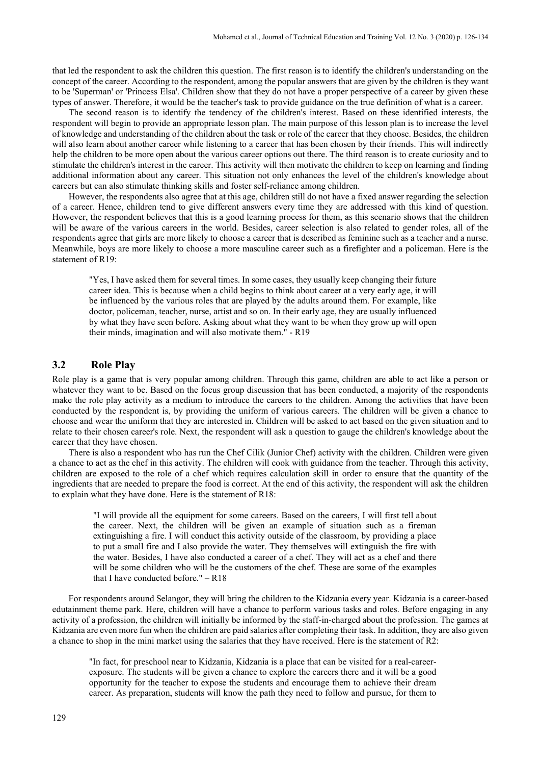that led the respondent to ask the children this question. The first reason is to identify the children's understanding on the concept of the career. According to the respondent, among the popular answers that are given by the children is they want to be 'Superman' or 'Princess Elsa'. Children show that they do not have a proper perspective of a career by given these types of answer. Therefore, it would be the teacher's task to provide guidance on the true definition of what is a career.

The second reason is to identify the tendency of the children's interest. Based on these identified interests, the respondent will begin to provide an appropriate lesson plan. The main purpose of this lesson plan is to increase the level of knowledge and understanding of the children about the task or role of the career that they choose. Besides, the children will also learn about another career while listening to a career that has been chosen by their friends. This will indirectly help the children to be more open about the various career options out there. The third reason is to create curiosity and to stimulate the children's interest in the career. This activity will then motivate the children to keep on learning and finding additional information about any career. This situation not only enhances the level of the children's knowledge about careers but can also stimulate thinking skills and foster self-reliance among children.

However, the respondents also agree that at this age, children still do not have a fixed answer regarding the selection of a career. Hence, children tend to give different answers every time they are addressed with this kind of question. However, the respondent believes that this is a good learning process for them, as this scenario shows that the children will be aware of the various careers in the world. Besides, career selection is also related to gender roles, all of the respondents agree that girls are more likely to choose a career that is described as feminine such as a teacher and a nurse. Meanwhile, boys are more likely to choose a more masculine career such as a firefighter and a policeman. Here is the statement of R19:

> "Yes, I have asked them for several times. In some cases, they usually keep changing their future career idea. This is because when a child begins to think about career at a very early age, it will be influenced by the various roles that are played by the adults around them. For example, like doctor, policeman, teacher, nurse, artist and so on. In their early age, they are usually influenced by what they have seen before. Asking about what they want to be when they grow up will open their minds, imagination and will also motivate them." - R19

## 3.2 Role Play

Role play is a game that is very popular among children. Through this game, children are able to act like a person or whatever they want to be. Based on the focus group discussion that has been conducted, a majority of the respondents make the role play activity as a medium to introduce the careers to the children. Among the activities that have been conducted by the respondent is, by providing the uniform of various careers. The children will be given a chance to choose and wear the uniform that they are interested in. Children will be asked to act based on the given situation and to relate to their chosen career's role. Next, the respondent will ask a question to gauge the children's knowledge about the career that they have chosen.

There is also a respondent who has run the Chef Cilik (Junior Chef) activity with the children. Children were given a chance to act as the chef in this activity. The children will cook with guidance from the teacher. Through this activity, children are exposed to the role of a chef which requires calculation skill in order to ensure that the quantity of the ingredients that are needed to prepare the food is correct. At the end of this activity, the respondent will ask the children to explain what they have done. Here is the statement of R18:

> "I will provide all the equipment for some careers. Based on the careers, I will first tell about the career. Next, the children will be given an example of situation such as a fireman extinguishing a fire. I will conduct this activity outside of the classroom, by providing a place to put a small fire and I also provide the water. They themselves will extinguish the fire with the water. Besides, I have also conducted a career of a chef. They will act as a chef and there will be some children who will be the customers of the chef. These are some of the examples that I have conducted before." – R18

For respondents around Selangor, they will bring the children to the Kidzania every year. Kidzania is a career-based edutainment theme park. Here, children will have a chance to perform various tasks and roles. Before engaging in any activity of a profession, the children will initially be informed by the staff-in-charged about the profession. The games at Kidzania are even more fun when the children are paid salaries after completing their task. In addition, they are also given a chance to shop in the mini market using the salaries that they have received. Here is the statement of R2:

> "In fact, for preschool near to Kidzania, Kidzania is a place that can be visited for a real-career-exposure. The students will be given a chance to explore the careers there and it will be a good opportunity for the teacher to expose the students and encourage them to achieve their dream career. As preparation, students will know the path they need to follow and pursue, for them to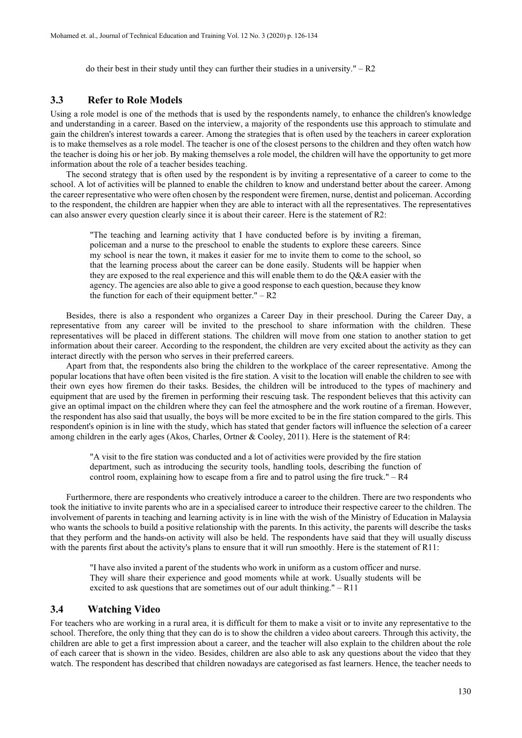do their best in their study until they can further their studies in a university." – R2

### 3.3 Refer to Role Models

Using a role model is one of the methods that is used by the respondents namely, to enhance the children's knowledge and understanding in a career. Based on the interview, a majority of the respondents use this approach to stimulate and gain the children's interest towards a career. Among the strategies that is often used by the teachers in career exploration is to make themselves as a role model. The teacher is one of the closest persons to the children and they often watch how the teacher is doing his or her job. By making themselves a role model, the children will have the opportunity to get more information about the role of a teacher besides teaching.

The second strategy that is often used by the respondent is by inviting a representative of a career to come to the school. A lot of activities will be planned to enable the children to know and understand better about the career. Among the career representative who were often chosen by the respondent were firemen, nurse, dentist and policeman. According to the respondent, the children are happier when they are able to interact with all the representatives. The representatives can also answer every question clearly since it is about their career. Here is the statement of R2:

> "The teaching and learning activity that I have conducted before is by inviting a fireman, policeman and a nurse to the preschool to enable the students to explore these careers. Since my school is near the town, it makes it easier for me to invite them to come to the school, so that the learning process about the career can be done easily. Students will be happier when they are exposed to the real experience and this will enable them to do the Q&A easier with the agency. The agencies are also able to give a good response to each question, because they know the function for each of their equipment better." – R2

Besides, there is also a respondent who organizes a Career Day in their preschool. During the Career Day, a representative from any career will be invited to the preschool to share information with the children. These representatives will be placed in different stations. The children will move from one station to another station to get information about their career. According to the respondent, the children are very excited about the activity as they can interact directly with the person who serves in their preferred careers.

Apart from that, the respondents also bring the children to the workplace of the career representative. Among the popular locations that have often been visited is the fire station. A visit to the location will enable the children to see with their own eyes how firemen do their tasks. Besides, the children will be introduced to the types of machinery and equipment that are used by the firemen in performing their rescuing task. The respondent believes that this activity can give an optimal impact on the children where they can feel the atmosphere and the work routine of a fireman. However, the respondent has also said that usually, the boys will be more excited to be in the fire station compared to the girls. This respondent's opinion is in line with the study, which has stated that gender factors will influence the selection of a career among children in the early ages (Akos, Charles, Ortner & Cooley, 2011). Here is the statement of R4:

> "A visit to the fire station was conducted and a lot of activities were provided by the fire station department, such as introducing the security tools, handling tools, describing the function of control room, explaining how to escape from a fire and to patrol using the fire truck." – R4

Furthermore, there are respondents who creatively introduce a career to the children. There are two respondents who took the initiative to invite parents who are in a specialised career to introduce their respective career to the children. The involvement of parents in teaching and learning activity is in line with the wish of the Ministry of Education in Malaysia who wants the schools to build a positive relationship with the parents. In this activity, the parents will describe the tasks that they perform and the hands-on activity will also be held. The respondents have said that they will usually discuss with the parents first about the activity's plans to ensure that it will run smoothly. Here is the statement of R11:

> "I have also invited a parent of the students who work in uniform as a custom officer and nurse. They will share their experience and good moments while at work. Usually students will be excited to ask questions that are sometimes out of our adult thinking." – R11

### 3.4 Watching Video

For teachers who are working in a rural area, it is difficult for them to make a visit or to invite any representative to the school. Therefore, the only thing that they can do is to show the children a video about careers. Through this activity, the children are able to get a first impression about a career, and the teacher will also explain to the children about the role of each career that is shown in the video. Besides, children are also able to ask any questions about the video that they watch. The respondent has described that children nowadays are categorised as fast learners. Hence, the teacher needs to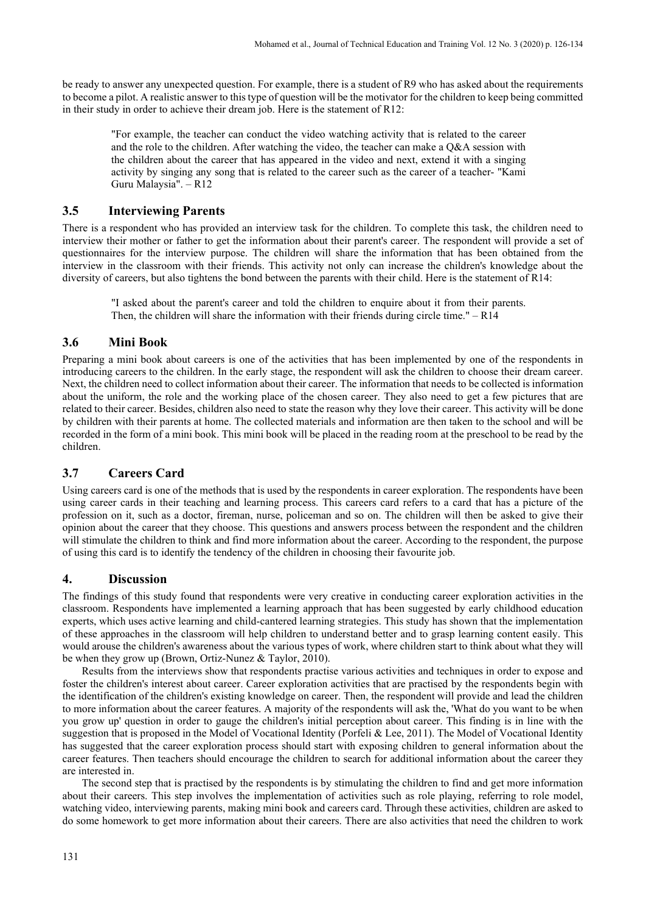be ready to answer any unexpected question. For example, there is a student of R9 who has asked about the requirements to become a pilot. A realistic answer to this type of question will be the motivator for the children to keep being committed in their study in order to achieve their dream job. Here is the statement of R12:

> "For example, the teacher can conduct the video watching activity that is related to the career and the role to the children. After watching the video, the teacher can make a Q&A session with the children about the career that has appeared in the video and next, extend it with a singing activity by singing any song that is related to the career such as the career of a teacher- "Kami Guru Malaysia". – R12

## 3.5 Interviewing Parents

There is a respondent who has provided an interview task for the children. To complete this task, the children need to interview their mother or father to get the information about their parent's career. The respondent will provide a set of questionnaires for the interview purpose. The children will share the information that has been obtained from the interview in the classroom with their friends. This activity not only can increase the children's knowledge about the diversity of careers, but also tightens the bond between the parents with their child. Here is the statement of R14:

> "I asked about the parent's career and told the children to enquire about it from their parents. Then, the children will share the information with their friends during circle time." – R14

## 3.6 Mini Book

Preparing a mini book about careers is one of the activities that has been implemented by one of the respondents in introducing careers to the children. In the early stage, the respondent will ask the children to choose their dream career. Next, the children need to collect information about their career. The information that needs to be collected is information about the uniform, the role and the working place of the chosen career. They also need to get a few pictures that are related to their career. Besides, children also need to state the reason why they love their career. This activity will be done by children with their parents at home. The collected materials and information are then taken to the school and will be recorded in the form of a mini book. This mini book will be placed in the reading room at the preschool to be read by the children.

## 3.7 Careers Card

Using careers card is one of the methods that is used by the respondents in career exploration. The respondents have been using career cards in their teaching and learning process. This careers card refers to a card that has a picture of the profession on it, such as a doctor, fireman, nurse, policeman and so on. The children will then be asked to give their opinion about the career that they choose. This questions and answers process between the respondent and the children will stimulate the children to think and find more information about the career. According to the respondent, the purpose of using this card is to identify the tendency of the children in choosing their favourite job.

# 4. Discussion

The findings of this study found that respondents were very creative in conducting career exploration activities in the classroom. Respondents have implemented a learning approach that has been suggested by early childhood education experts, which uses active learning and child-cantered learning strategies. This study has shown that the implementation of these approaches in the classroom will help children to understand better and to grasp learning content easily. This would arouse the children's awareness about the various types of work, where children start to think about what they will be when they grow up (Brown, Ortiz-Nunez & Taylor, 2010).

Results from the interviews show that respondents practise various activities and techniques in order to expose and foster the children's interest about career. Career exploration activities that are practised by the respondents begin with the identification of the children's existing knowledge on career. Then, the respondent will provide and lead the children to more information about the career features. A majority of the respondents will ask the, 'What do you want to be when you grow up' question in order to gauge the children's initial perception about career. This finding is in line with the suggestion that is proposed in the Model of Vocational Identity (Porfeli & Lee, 2011). The Model of Vocational Identity has suggested that the career exploration process should start with exposing children to general information about the career features. Then teachers should encourage the children to search for additional information about the career they are interested in.

The second step that is practised by the respondents is by stimulating the children to find and get more information about their careers. This step involves the implementation of activities such as role playing, referring to role model, watching video, interviewing parents, making mini book and careers card. Through these activities, children are asked to do some homework to get more information about their careers. There are also activities that need the children to work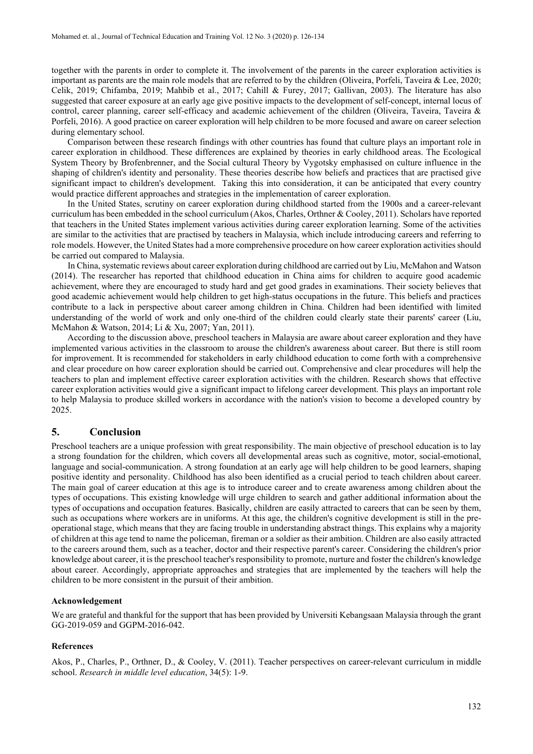together with the parents in order to complete it. The involvement of the parents in the career exploration activities is important as parents are the main role models that are referred to by the children (Oliveira, Porfeli, Taveira & Lee, 2020; Celik, 2019; Chifamba, 2019; Mahbib et al., 2017; Cahill & Furey, 2017; Gallivan, 2003). The literature has also suggested that career exposure at an early age give positive impacts to the development of self-concept, internal locus of control, career planning, career self-efficacy and academic achievement of the children (Oliveira, Taveira, Taveira & Porfeli, 2016). A good practice on career exploration will help children to be more focused and aware on career selection during elementary school.

Comparison between these research findings with other countries has found that culture plays an important role in career exploration in childhood. These differences are explained by theories in early childhood areas. The Ecological System Theory by Brofenbrenner, and the Social cultural Theory by Vygotsky emphasised on culture influence in the shaping of children's identity and personality. These theories describe how beliefs and practices that are practised give significant impact to children's development. Taking this into consideration, it can be anticipated that every country would practice different approaches and strategies in the implementation of career exploration.

In the United States, scrutiny on career exploration during childhood started from the 1900s and a career-relevant curriculum has been embedded in the school curriculum (Akos, Charles, Orthner & Cooley, 2011). Scholars have reported that teachers in the United States implement various activities during career exploration learning. Some of the activities are similar to the activities that are practised by teachers in Malaysia, which include introducing careers and referring to role models. However, the United States had a more comprehensive procedure on how career exploration activities should be carried out compared to Malaysia.

In China, systematic reviews about career exploration during childhood are carried out by Liu, McMahon and Watson (2014). The researcher has reported that childhood education in China aims for children to acquire good academic achievement, where they are encouraged to study hard and get good grades in examinations. Their society believes that good academic achievement would help children to get high-status occupations in the future. This beliefs and practices contribute to a lack in perspective about career among children in China. Children had been identified with limited understanding of the world of work and only one-third of the children could clearly state their parents' career (Liu, McMahon & Watson, 2014; Li & Xu, 2007; Yan, 2011).

According to the discussion above, preschool teachers in Malaysia are aware about career exploration and they have implemented various activities in the classroom to arouse the children's awareness about career. But there is still room for improvement. It is recommended for stakeholders in early childhood education to come forth with a comprehensive and clear procedure on how career exploration should be carried out. Comprehensive and clear procedures will help the teachers to plan and implement effective career exploration activities with the children. Research shows that effective career exploration activities would give a significant impact to lifelong career development. This plays an important role to help Malaysia to produce skilled workers in accordance with the nation's vision to become a developed country by 2025.

## 5. Conclusion

Preschool teachers are a unique profession with great responsibility. The main objective of preschool education is to lay a strong foundation for the children, which covers all developmental areas such as cognitive, motor, social-emotional, language and social-communication. A strong foundation at an early age will help children to be good learners, shaping positive identity and personality. Childhood has also been identified as a crucial period to teach children about career. The main goal of career education at this age is to introduce career and to create awareness among children about the types of occupations. This existing knowledge will urge children to search and gather additional information about the types of occupations and occupation features. Basically, children are easily attracted to careers that can be seen by them, such as occupations where workers are in uniforms. At this age, the children's cognitive development is still in the pre-operational stage, which means that they are facing trouble in understanding abstract things. This explains why a majority of children at this age tend to name the policeman, fireman or a soldier as their ambition. Children are also easily attracted to the careers around them, such as a teacher, doctor and their respective parent's career. Considering the children's prior knowledge about career, it is the preschool teacher's responsibility to promote, nurture and foster the children's knowledge about career. Accordingly, appropriate approaches and strategies that are implemented by the teachers will help the children to be more consistent in the pursuit of their ambition.

### Acknowledgement

We are grateful and thankful for the support that has been provided by Universiti Kebangsaan Malaysia through the grant GG-2019-059 and GGPM-2016-042.

### References

Akos, P., Charles, P., Orthner, D., & Cooley, V. (2011). Teacher perspectives on career-relevant curriculum in middle school. *Research in middle level education*, 34(5): 1-9.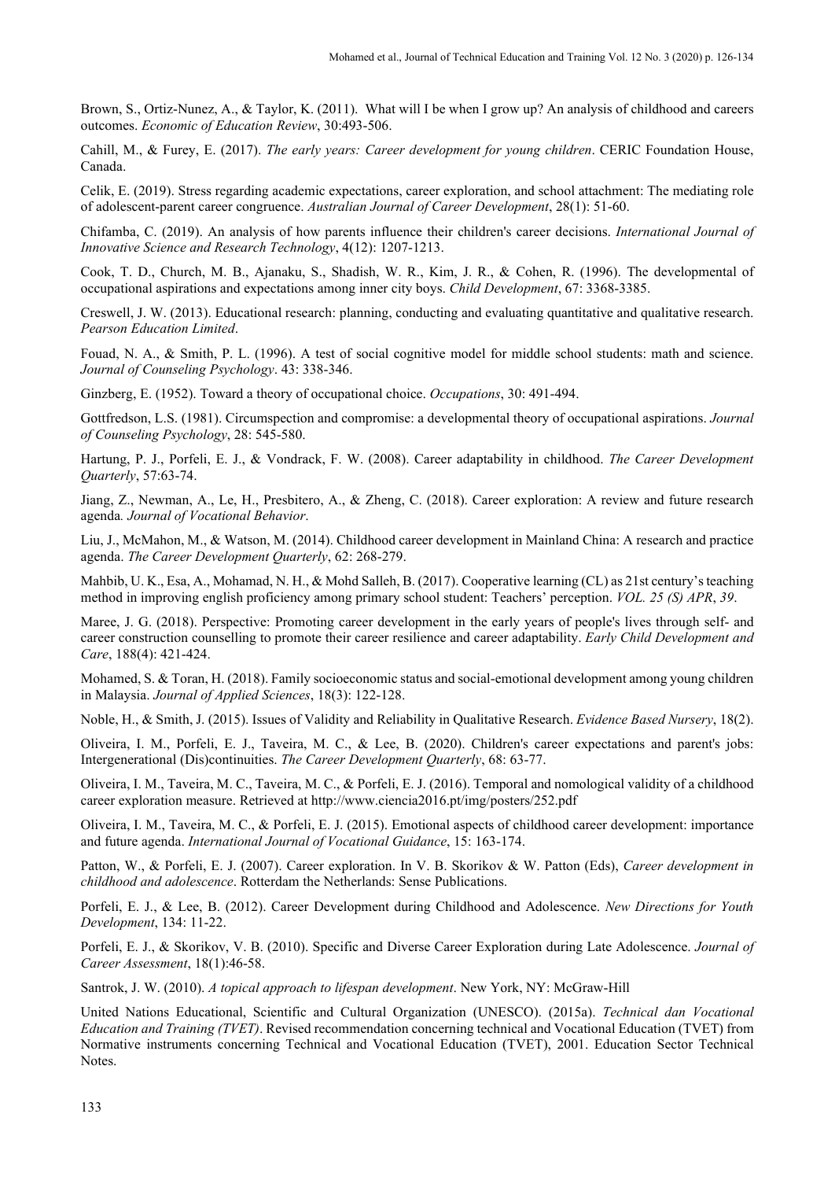Brown, S., Ortiz-Nunez, A., & Taylor, K. (2011). What will I be when I grow up? An analysis of childhood and careers outcomes. *Economic of Education Review*, 30:493-506.

Cahill, M., & Furey, E. (2017). *The early years: Career development for young children*. CERIC Foundation House, Canada.

Celik, E. (2019). Stress regarding academic expectations, career exploration, and school attachment: The mediating role of adolescent-parent career congruence. *Australian Journal of Career Development*, 28(1): 51-60.

Chifamba, C. (2019). An analysis of how parents influence their children's career decisions. *International Journal of Innovative Science and Research Technology*, 4(12): 1207-1213.

Cook, T. D., Church, M. B., Ajanaku, S., Shadish, W. R., Kim, J. R., & Cohen, R. (1996). The developmental of occupational aspirations and expectations among inner city boys. *Child Development*, 67: 3368-3385.

Creswell, J. W. (2013). Educational research: planning, conducting and evaluating quantitative and qualitative research. *Pearson Education Limited*.

Fouad, N. A., & Smith, P. L. (1996). A test of social cognitive model for middle school students: math and science. *Journal of Counseling Psychology*. 43: 338-346.

Ginzberg, E. (1952). Toward a theory of occupational choice. *Occupations*, 30: 491-494.

Gottfredson, L.S. (1981). Circumspection and compromise: a developmental theory of occupational aspirations. *Journal of Counseling Psychology*, 28: 545-580.

Hartung, P. J., Porfeli, E. J., & Vondrack, F. W. (2008). Career adaptability in childhood. *The Career Development Quarterly*, 57:63-74.

Jiang, Z., Newman, A., Le, H., Presbitero, A., & Zheng, C. (2018). Career exploration: A review and future research agenda. *Journal of Vocational Behavior*.

Liu, J., McMahon, M., & Watson, M. (2014). Childhood career development in Mainland China: A research and practice agenda. *The Career Development Quarterly*, 62: 268-279.

Mahbib, U. K., Esa, A., Mohamad, N. H., & Mohd Salleh, B. (2017). Cooperative learning (CL) as 21st century's teaching method in improving english proficiency among primary school student: Teachers' perception. *VOL. 25 (S) APR*, *39*.

Maree, J. G. (2018). Perspective: Promoting career development in the early years of people's lives through self- and career construction counselling to promote their career resilience and career adaptability. *Early Child Development and Care*, 188(4): 421-424.

Mohamed, S. & Toran, H. (2018). Family socioeconomic status and social-emotional development among young children in Malaysia. *Journal of Applied Sciences*, 18(3): 122-128.

Noble, H., & Smith, J. (2015). Issues of Validity and Reliability in Qualitative Research. *Evidence Based Nursery*, 18(2).

Oliveira, I. M., Porfeli, E. J., Taveira, M. C., & Lee, B. (2020). Children's career expectations and parent's jobs: Intergenerational (Dis)continuities. *The Career Development Quarterly*, 68: 63-77.

Oliveira, I. M., Taveira, M. C., Taveira, M. C., & Porfeli, E. J. (2016). Temporal and nomological validity of a childhood career exploration measure. Retrieved at http://www.ciencia2016.pt/img/posters/252.pdf

Oliveira, I. M., Taveira, M. C., & Porfeli, E. J. (2015). Emotional aspects of childhood career development: importance and future agenda. *International Journal of Vocational Guidance*, 15: 163-174.

Patton, W., & Porfeli, E. J. (2007). Career exploration. In V. B. Skorikov & W. Patton (Eds), *Career development in childhood and adolescence*. Rotterdam the Netherlands: Sense Publications.

Porfeli, E. J., & Lee, B. (2012). Career Development during Childhood and Adolescence. *New Directions for Youth Development*, 134: 11-22.

Porfeli, E. J., & Skorikov, V. B. (2010). Specific and Diverse Career Exploration during Late Adolescence. *Journal of Career Assessment*, 18(1):46-58.

Santrok, J. W. (2010). *A topical approach to lifespan development*. New York, NY: McGraw-Hill

United Nations Educational, Scientific and Cultural Organization (UNESCO). (2015a). *Technical dan Vocational Education and Training (TVET)*. Revised recommendation concerning technical and Vocational Education (TVET) from Normative instruments concerning Technical and Vocational Education (TVET), 2001. Education Sector Technical Notes.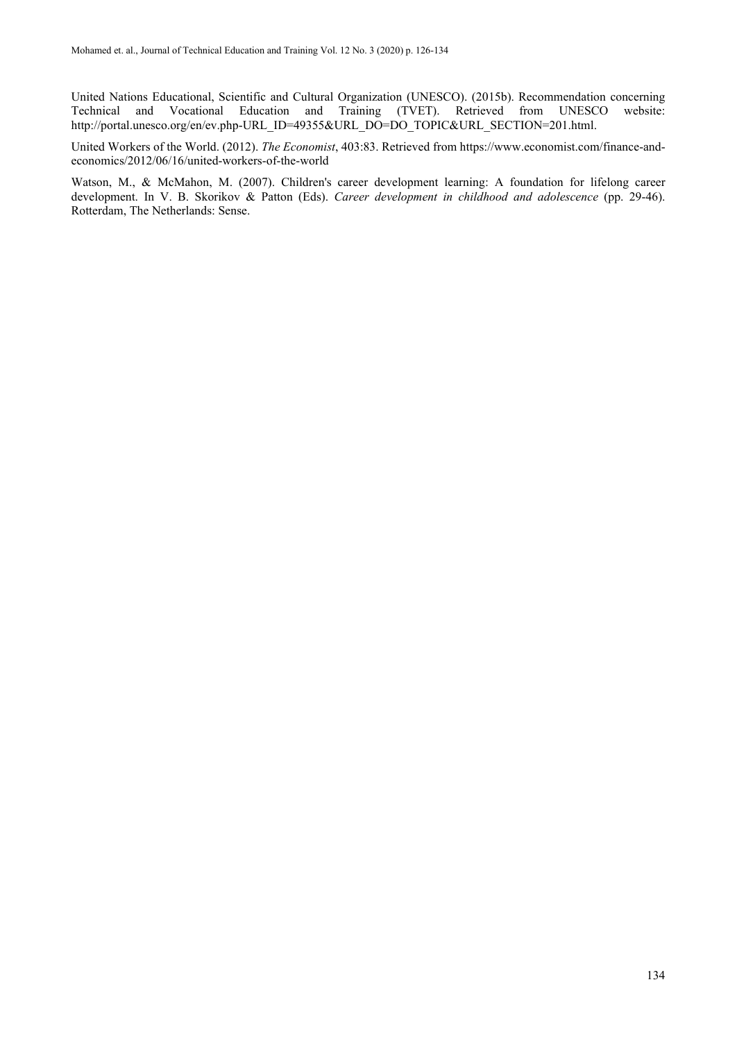United Nations Educational, Scientific and Cultural Organization (UNESCO). (2015b). Recommendation concerning Technical and Vocational Education and Training (TVET). Retrieved from UNESCO website: http://portal.unesco.org/en/ev.php-URL_ID=49355&URL_DO=DO_TOPIC&URL_SECTION=201.html.

United Workers of the World. (2012). *The Economist*, 403:83. Retrieved from https://www.economist.com/finance-and-economics/2012/06/16/united-workers-of-the-world

Watson, M., & McMahon, M. (2007). Children's career development learning: A foundation for lifelong career development. In V. B. Skorikov & Patton (Eds). *Career development in childhood and adolescence* (pp. 29-46). Rotterdam, The Netherlands: Sense.